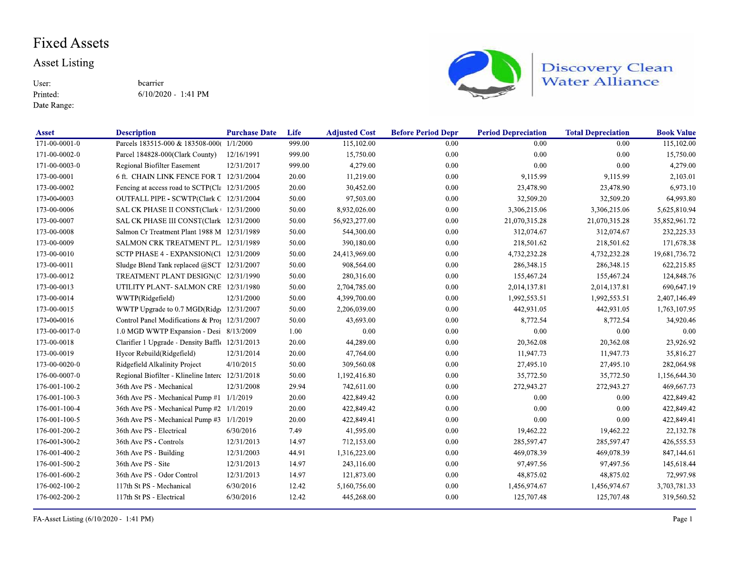# Fixed Assets

## Asset Listing

Discovery Clean Water Alliance

User: bcarrier

Printed: 6/10/2020 - 1:41 PM

Date Range:

| Asset | Description | Purchase Date | Life | Adjusted Cost | Before Period Depr | Period Depreciation | Total Depreciation | Book Value |
|---|---|---|---|---|---|---|---|---|
| 171-00-0001-0 | Parcels 183515-000 & 183508-000( | 1/1/2000 | 999.00 | 115,102.00 | 0.00 | 0.00 | 0.00 | 115,102.00 |
| 171-00-0002-0 | Parcel 184828-000(Clark County) | 12/16/1991 | 999.00 | 15,750.00 | 0.00 | 0.00 | 0.00 | 15,750.00 |
| 171-00-0003-0 | Regional Biofilter Easement | 12/31/2017 | 999.00 | 4,279.00 | 0.00 | 0.00 | 0.00 | 4,279.00 |
| 173-00-0001 | 6 ft. CHAIN LINK FENCE FOR T | 12/31/2004 | 20.00 | 11,219.00 | 0.00 | 9,115.99 | 9,115.99 | 2,103.01 |
| 173-00-0002 | Fencing at access road to SCTP(Cla | 12/31/2005 | 20.00 | 30,452.00 | 0.00 | 23,478.90 | 23,478.90 | 6,973.10 |
| 173-00-0003 | OUTFALL PIPE - SCWTP(Clark C | 12/31/2004 | 50.00 | 97,503.00 | 0.00 | 32,509.20 | 32,509.20 | 64,993.80 |
| 173-00-0006 | SAL CK PHASE II CONST(Clark | 12/31/2000 | 50.00 | 8,932,026.00 | 0.00 | 3,306,215.06 | 3,306,215.06 | 5,625,810.94 |
| 173-00-0007 | SAL CK PHASE III CONST(Clark | 12/31/2000 | 50.00 | 56,923,277.00 | 0.00 | 21,070,315.28 | 21,070,315.28 | 35,852,961.72 |
| 173-00-0008 | Salmon Cr Treatment Plant 1988 M | 12/31/1989 | 50.00 | 544,300.00 | 0.00 | 312,074.67 | 312,074.67 | 232,225.33 |
| 173-00-0009 | SALMON CRK TREATMENT PL | 12/31/1989 | 50.00 | 390,180.00 | 0.00 | 218,501.62 | 218,501.62 | 171,678.38 |
| 173-00-0010 | SCTP PHASE 4 - EXPANSION(Cl | 12/31/2009 | 50.00 | 24,413,969.00 | 0.00 | 4,732,232.28 | 4,732,232.28 | 19,681,736.72 |
| 173-00-0011 | Sludge Blend Tank replaced @SCT | 12/31/2007 | 50.00 | 908,564.00 | 0.00 | 286,348.15 | 286,348.15 | 622,215.85 |
| 173-00-0012 | TREATMENT PLANT DESIGN(C | 12/31/1990 | 50.00 | 280,316.00 | 0.00 | 155,467.24 | 155,467.24 | 124,848.76 |
| 173-00-0013 | UTILITY PLANT- SALMON CRE | 12/31/1980 | 50.00 | 2,704,785.00 | 0.00 | 2,014,137.81 | 2,014,137.81 | 690,647.19 |
| 173-00-0014 | WWTP(Ridgefield) | 12/31/2000 | 50.00 | 4,399,700.00 | 0.00 | 1,992,553.51 | 1,992,553.51 | 2,407,146.49 |
| 173-00-0015 | WWTP Upgrade to 0.7 MGD(Ridge | 12/31/2007 | 50.00 | 2,206,039.00 | 0.00 | 442,931.05 | 442,931.05 | 1,763,107.95 |
| 173-00-0016 | Control Panel Modifications & Pro | 12/31/2007 | 50.00 | 43,693.00 | 0.00 | 8,772.54 | 8,772.54 | 34,920.46 |
| 173-00-0017-0 | 1.0 MGD WWTP Expansion - Desi | 8/13/2009 | 1.00 | 0.00 | 0.00 | 0.00 | 0.00 | 0.00 |
| 173-00-0018 | Clarifier 1 Upgrade - Density Baffle | 12/31/2013 | 20.00 | 44,289.00 | 0.00 | 20,362.08 | 20,362.08 | 23,926.92 |
| 173-00-0019 | Hycor Rebuild(Ridgefield) | 12/31/2014 | 20.00 | 47,764.00 | 0.00 | 11,947.73 | 11,947.73 | 35,816.27 |
| 173-00-0020-0 | Ridgefield Alkalinity Project | 4/10/2015 | 50.00 | 309,560.08 | 0.00 | 27,495.10 | 27,495.10 | 282,064.98 |
| 176-00-0007-0 | Regional Biofilter - Klineline Interc | 12/31/2018 | 50.00 | 1,192,416.80 | 0.00 | 35,772.50 | 35,772.50 | 1,156,644.30 |
| 176-001-100-2 | 36th Ave PS - Mechanical | 12/31/2008 | 29.94 | 742,611.00 | 0.00 | 272,943.27 | 272,943.27 | 469,667.73 |
| 176-001-100-3 | 36th Ave PS - Mechanical Pump #1 | 1/1/2019 | 20.00 | 422,849.42 | 0.00 | 0.00 | 0.00 | 422,849.42 |
| 176-001-100-4 | 36th Ave PS - Mechanical Pump #2 | 1/1/2019 | 20.00 | 422,849.42 | 0.00 | 0.00 | 0.00 | 422,849.42 |
| 176-001-100-5 | 36th Ave PS - Mechanical Pump #3 | 1/1/2019 | 20.00 | 422,849.41 | 0.00 | 0.00 | 0.00 | 422,849.41 |
| 176-001-200-2 | 36th Ave PS - Electrical | 6/30/2016 | 7.49 | 41,595.00 | 0.00 | 19,462.22 | 19,462.22 | 22,132.78 |
| 176-001-300-2 | 36th Ave PS - Controls | 12/31/2013 | 14.97 | 712,153.00 | 0.00 | 285,597.47 | 285,597.47 | 426,555.53 |
| 176-001-400-2 | 36th Ave PS - Building | 12/31/2003 | 44.91 | 1,316,223.00 | 0.00 | 469,078.39 | 469,078.39 | 847,144.61 |
| 176-001-500-2 | 36th Ave PS - Site | 12/31/2013 | 14.97 | 243,116.00 | 0.00 | 97,497.56 | 97,497.56 | 145,618.44 |
| 176-001-600-2 | 36th Ave PS - Odor Control | 12/31/2013 | 14.97 | 121,873.00 | 0.00 | 48,875.02 | 48,875.02 | 72,997.98 |
| 176-002-100-2 | 117th St PS - Mechanical | 6/30/2016 | 12.42 | 5,160,756.00 | 0.00 | 1,456,974.67 | 1,456,974.67 | 3,703,781.33 |
| 176-002-200-2 | 117th St PS - Electrical | 6/30/2016 | 12.42 | 445,268.00 | 0.00 | 125,707.48 | 125,707.48 | 319,560.52 |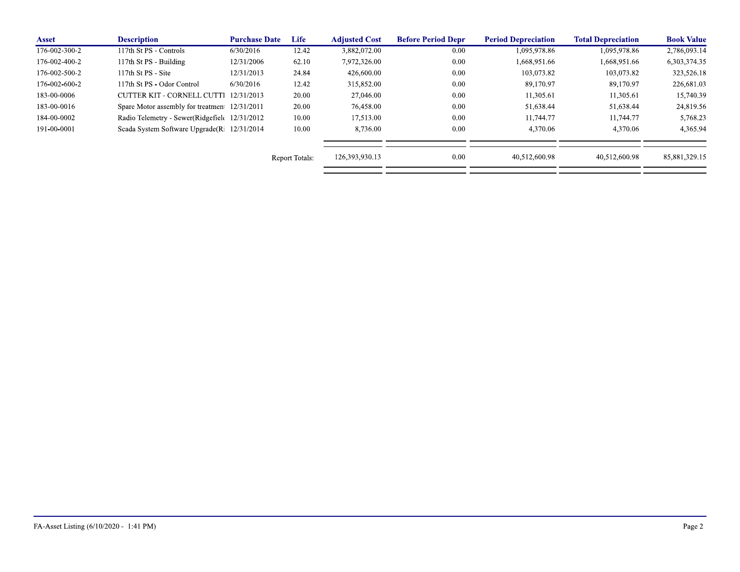| Asset | Description | Purchase Date | Life | Adjusted Cost | Before Period Depr | Period Depreciation | Total Depreciation | Book Value |
|---|---|---|---|---|---|---|---|---|
| 176-002-300-2 | 117th St PS - Controls | 6/30/2016 | 12.42 | 3,882,072.00 | 0.00 | 1,095,978.86 | 1,095,978.86 | 2,786,093.14 |
| 176-002-400-2 | 117th St PS - Building | 12/31/2006 | 62.10 | 7,972,326.00 | 0.00 | 1,668,951.66 | 1,668,951.66 | 6,303,374.35 |
| 176-002-500-2 | 117th St PS - Site | 12/31/2013 | 24.84 | 426,600.00 | 0.00 | 103,073.82 | 103,073.82 | 323,526.18 |
| 176-002-600-2 | 117th St PS - Odor Control | 6/30/2016 | 12.42 | 315,852.00 | 0.00 | 89,170.97 | 89,170.97 | 226,681.03 |
| 183-00-0006 | CUTTER KIT - CORNELL CUTTI | 12/31/2013 | 20.00 | 27,046.00 | 0.00 | 11,305.61 | 11,305.61 | 15,740.39 |
| 183-00-0016 | Spare Motor assembly for treatmen | 12/31/2011 | 20.00 | 76,458.00 | 0.00 | 51,638.44 | 51,638.44 | 24,819.56 |
| 184-00-0002 | Radio Telemetry - Sewer(Ridgefiel | 12/31/2012 | 10.00 | 17,513.00 | 0.00 | 11,744.77 | 11,744.77 | 5,768.23 |
| 191-00-0001 | Scada System Software Upgrade(Ri | 12/31/2014 | 10.00 | 8,736.00 | 0.00 | 4,370.06 | 4,370.06 | 4,365.94 |
| | | | Report Totals: | 126,393,930.13 | 0.00 | 40,512,600.98 | 40,512,600.98 | 85,881,329.15 |

FA-Asset Listing (6/10/2020 - 1:41 PM)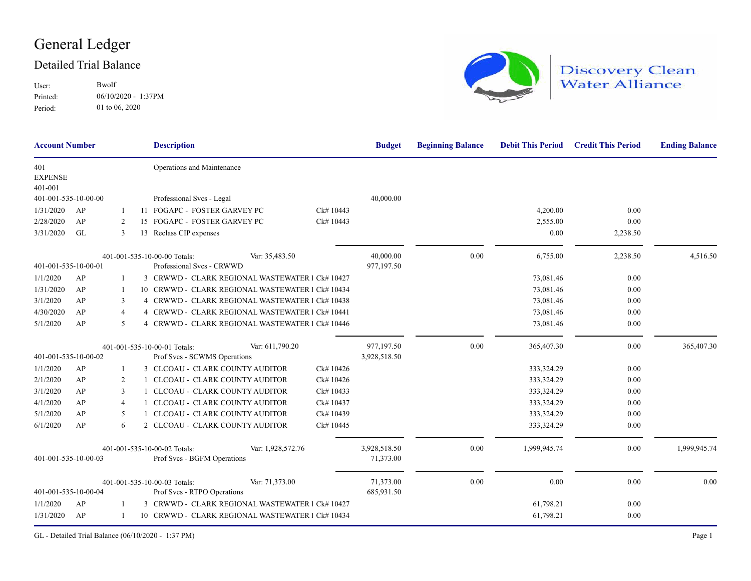# General Ledger

## Detailed Trial Balance

User: Bwolf
Printed: 06/10/2020 - 1:37PM
Period: 01 to 06, 2020

Discovery Clean Water Alliance

| Account Number | | | | Description | | Budget | Beginning Balance | Debit This Period | Credit This Period | Ending Balance |
|---|---|---|---|---|---|---|---|---|---|---|
| 401 | | | | Operations and Maintenance | | | | | | |
| EXPENSE | | | | | | | | | | |
| 401-001 | | | | | | | | | | |
| 401-001-535-10-00-00 | | | | Professional Svcs - Legal | | 40,000.00 | | | | |
| 1/31/2020 | AP | 1 | 11 | FOGAPC - FOSTER GARVEY PC | Ck# 10443 | | | 4,200.00 | 0.00 | |
| 2/28/2020 | AP | 2 | 15 | FOGAPC - FOSTER GARVEY PC | Ck# 10443 | | | 2,555.00 | 0.00 | |
| 3/31/2020 | GL | 3 | 13 | Reclass CIP expenses | | | | 0.00 | 2,238.50 | |
| | 401-001-535-10-00-00 Totals: | | | | Var: 35,483.50 | 40,000.00 | 0.00 | 6,755.00 | 2,238.50 | 4,516.50 |
| 401-001-535-10-00-01 | | | | Professional Svcs - CRWWD | | 977,197.50 | | | | |
| 1/1/2020 | AP | 1 | 3 | CRWWD - CLARK REGIONAL WASTEWATER I | Ck# 10427 | | | 73,081.46 | 0.00 | |
| 1/31/2020 | AP | 1 | 10 | CRWWD - CLARK REGIONAL WASTEWATER I | Ck# 10434 | | | 73,081.46 | 0.00 | |
| 3/1/2020 | AP | 3 | 4 | CRWWD - CLARK REGIONAL WASTEWATER I | Ck# 10438 | | | 73,081.46 | 0.00 | |
| 4/30/2020 | AP | 4 | 4 | CRWWD - CLARK REGIONAL WASTEWATER I | Ck# 10441 | | | 73,081.46 | 0.00 | |
| 5/1/2020 | AP | 5 | 4 | CRWWD - CLARK REGIONAL WASTEWATER I | Ck# 10446 | | | 73,081.46 | 0.00 | |
| | 401-001-535-10-00-01 Totals: | | | | Var: 611,790.20 | 977,197.50 | 0.00 | 365,407.30 | 0.00 | 365,407.30 |
| 401-001-535-10-00-02 | | | | Prof Svcs - SCWMS Operations | | 3,928,518.50 | | | | |
| 1/1/2020 | AP | 1 | 3 | CLCOAU - CLARK COUNTY AUDITOR | Ck# 10426 | | | 333,324.29 | 0.00 | |
| 2/1/2020 | AP | 2 | 1 | CLCOAU - CLARK COUNTY AUDITOR | Ck# 10426 | | | 333,324.29 | 0.00 | |
| 3/1/2020 | AP | 3 | 1 | CLCOAU - CLARK COUNTY AUDITOR | Ck# 10433 | | | 333,324.29 | 0.00 | |
| 4/1/2020 | AP | 4 | 1 | CLCOAU - CLARK COUNTY AUDITOR | Ck# 10437 | | | 333,324.29 | 0.00 | |
| 5/1/2020 | AP | 5 | 1 | CLCOAU - CLARK COUNTY AUDITOR | Ck# 10439 | | | 333,324.29 | 0.00 | |
| 6/1/2020 | AP | 6 | 2 | CLCOAU - CLARK COUNTY AUDITOR | Ck# 10445 | | | 333,324.29 | 0.00 | |
| | 401-001-535-10-00-02 Totals: | | | | Var: 1,928,572.76 | 3,928,518.50 | 0.00 | 1,999,945.74 | 0.00 | 1,999,945.74 |
| 401-001-535-10-00-03 | | | | Prof Svcs - BGFM Operations | | 71,373.00 | | | | |
| | 401-001-535-10-00-03 Totals: | | | | Var: 71,373.00 | 71,373.00 | 0.00 | 0.00 | 0.00 | 0.00 |
| 401-001-535-10-00-04 | | | | Prof Svcs - RTPO Operations | | 685,931.50 | | | | |
| 1/1/2020 | AP | 1 | 3 | CRWWD - CLARK REGIONAL WASTEWATER I | Ck# 10427 | | | 61,798.21 | 0.00 | |
| 1/31/2020 | AP | 1 | 10 | CRWWD - CLARK REGIONAL WASTEWATER I | Ck# 10434 | | | 61,798.21 | 0.00 | |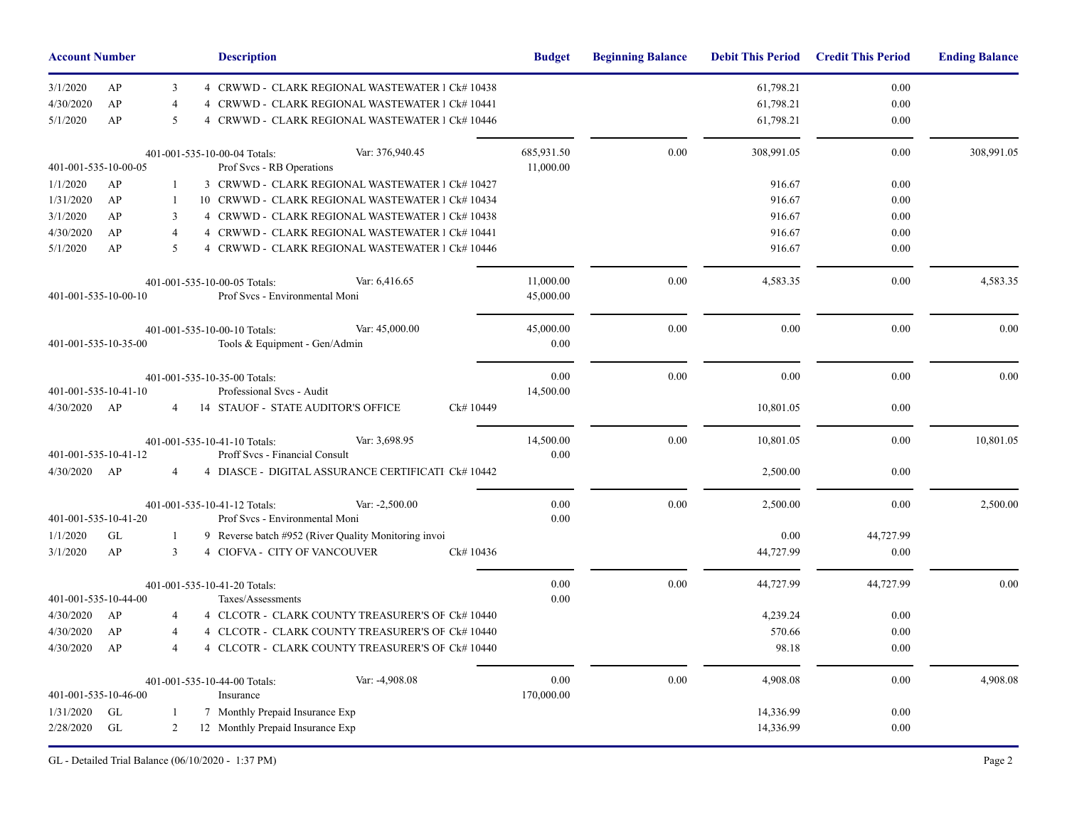| Account Number | | | | Description | | Budget | Beginning Balance | Debit This Period | Credit This Period | Ending Balance |
|---|---|---|---|---|---|---|---|---|---|---|
| 3/1/2020 | AP | 3 | 4 | CRWWD - CLARK REGIONAL WASTEWATER I Ck# 10438 | | | | 61,798.21 | 0.00 | |
| 4/30/2020 | AP | 4 | 4 | CRWWD - CLARK REGIONAL WASTEWATER I Ck# 10441 | | | | 61,798.21 | 0.00 | |
| 5/1/2020 | AP | 5 | 4 | CRWWD - CLARK REGIONAL WASTEWATER I Ck# 10446 | | | | 61,798.21 | 0.00 | |
| 401-001-535-10-00-04 Totals: | | | | | Var: 376,940.45 | 685,931.50 | 0.00 | 308,991.05 | 0.00 | 308,991.05 |
| 401-001-535-10-00-05 | | | | Prof Svcs - RB Operations | | 11,000.00 | | | | |
| 1/1/2020 | AP | 1 | 3 | CRWWD - CLARK REGIONAL WASTEWATER I Ck# 10427 | | | | 916.67 | 0.00 | |
| 1/31/2020 | AP | 1 | 10 | CRWWD - CLARK REGIONAL WASTEWATER I Ck# 10434 | | | | 916.67 | 0.00 | |
| 3/1/2020 | AP | 3 | 4 | CRWWD - CLARK REGIONAL WASTEWATER I Ck# 10438 | | | | 916.67 | 0.00 | |
| 4/30/2020 | AP | 4 | 4 | CRWWD - CLARK REGIONAL WASTEWATER I Ck# 10441 | | | | 916.67 | 0.00 | |
| 5/1/2020 | AP | 5 | 4 | CRWWD - CLARK REGIONAL WASTEWATER I Ck# 10446 | | | | 916.67 | 0.00 | |
| 401-001-535-10-00-05 Totals: | | | | | Var: 6,416.65 | 11,000.00 | 0.00 | 4,583.35 | 0.00 | 4,583.35 |
| 401-001-535-10-00-10 | | | | Prof Svcs - Environmental Moni | | 45,000.00 | | | | |
| 401-001-535-10-00-10 Totals: | | | | | Var: 45,000.00 | 45,000.00 | 0.00 | 0.00 | 0.00 | 0.00 |
| 401-001-535-10-35-00 | | | | Tools & Equipment - Gen/Admin | | 0.00 | | | | |
| 401-001-535-10-35-00 Totals: | | | | | | 0.00 | 0.00 | 0.00 | 0.00 | 0.00 |
| 401-001-535-10-41-10 | | | | Professional Svcs - Audit | | 14,500.00 | | | | |
| 4/30/2020 | AP | 4 | 14 | STAUOF - STATE AUDITOR'S OFFICE | Ck# 10449 | | | 10,801.05 | 0.00 | |
| 401-001-535-10-41-10 Totals: | | | | | Var: 3,698.95 | 14,500.00 | 0.00 | 10,801.05 | 0.00 | 10,801.05 |
| 401-001-535-10-41-12 | | | | Proff Svcs - Financial Consult | | 0.00 | | | | |
| 4/30/2020 | AP | 4 | 4 | DIASCE - DIGITAL ASSURANCE CERTIFICATI Ck# 10442 | | | | 2,500.00 | 0.00 | |
| 401-001-535-10-41-12 Totals: | | | | | Var: -2,500.00 | 0.00 | 0.00 | 2,500.00 | 0.00 | 2,500.00 |
| 401-001-535-10-41-20 | | | | Prof Svcs - Environmental Moni | | 0.00 | | | | |
| 1/1/2020 | GL | 1 | 9 | Reverse batch #952 (River Quality Monitoring invoi | | | | 0.00 | 44,727.99 | |
| 3/1/2020 | AP | 3 | 4 | CIOFVA - CITY OF VANCOUVER | Ck# 10436 | | | 44,727.99 | 0.00 | |
| 401-001-535-10-41-20 Totals: | | | | | | 0.00 | 0.00 | 44,727.99 | 44,727.99 | 0.00 |
| 401-001-535-10-44-00 | | | | Taxes/Assessments | | 0.00 | | | | |
| 4/30/2020 | AP | 4 | 4 | CLCOTR - CLARK COUNTY TREASURER'S OF Ck# 10440 | | | | 4,239.24 | 0.00 | |
| 4/30/2020 | AP | 4 | 4 | CLCOTR - CLARK COUNTY TREASURER'S OF Ck# 10440 | | | | 570.66 | 0.00 | |
| 4/30/2020 | AP | 4 | 4 | CLCOTR - CLARK COUNTY TREASURER'S OF Ck# 10440 | | | | 98.18 | 0.00 | |
| 401-001-535-10-44-00 Totals: | | | | | Var: -4,908.08 | 0.00 | 0.00 | 4,908.08 | 0.00 | 4,908.08 |
| 401-001-535-10-46-00 | | | | Insurance | | 170,000.00 | | | | |
| 1/31/2020 | GL | 1 | 7 | Monthly Prepaid Insurance Exp | | | | 14,336.99 | 0.00 | |
| 2/28/2020 | GL | 2 | 12 | Monthly Prepaid Insurance Exp | | | | 14,336.99 | 0.00 | |

GL - Detailed Trial Balance (06/10/2020 - 1:37 PM)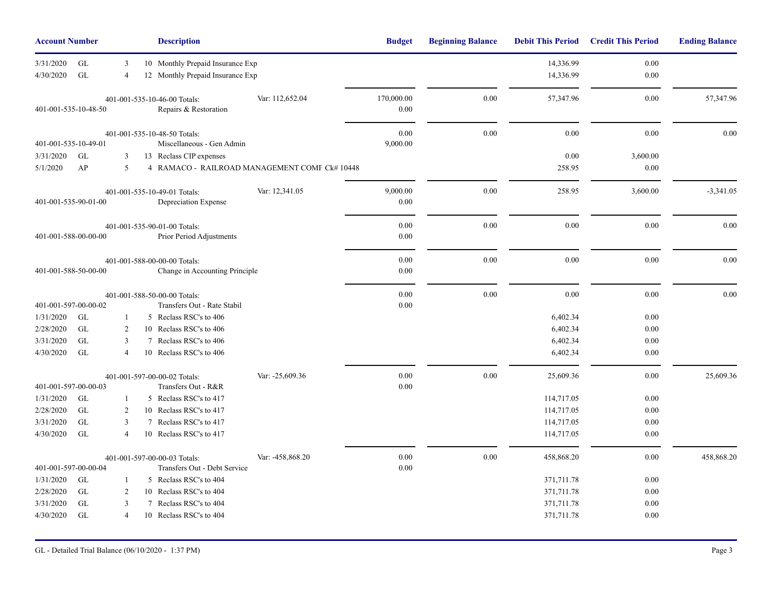| Account Number | | | | Description | | Budget | Beginning Balance | Debit This Period | Credit This Period | Ending Balance |
|---|---|---|---|---|---|---|---|---|---|---|
| 3/31/2020 | GL | 3 | 10 | Monthly Prepaid Insurance Exp | | | | 14,336.99 | 0.00 | |
| 4/30/2020 | GL | 4 | 12 | Monthly Prepaid Insurance Exp | | | | 14,336.99 | 0.00 | |
| | | | | 401-001-535-10-46-00 Totals: | Var: 112,652.04 | 170,000.00 | 0.00 | 57,347.96 | 0.00 | 57,347.96 |
| 401-001-535-10-48-50 | | | | Repairs & Restoration | | 0.00 | | | | |
| | | | | 401-001-535-10-48-50 Totals: | | 0.00 | 0.00 | 0.00 | 0.00 | 0.00 |
| 401-001-535-10-49-01 | | | | Miscellaneous - Gen Admin | | 9,000.00 | | | | |
| 3/31/2020 | GL | 3 | 13 | Reclass CIP expenses | | | | 0.00 | 3,600.00 | |
| 5/1/2020 | AP | 5 | 4 | RAMACO - RAILROAD MANAGEMENT COMF Ck# 10448 | | | | 258.95 | 0.00 | |
| | | | | 401-001-535-10-49-01 Totals: | Var: 12,341.05 | 9,000.00 | 0.00 | 258.95 | 3,600.00 | -3,341.05 |
| 401-001-535-90-01-00 | | | | Depreciation Expense | | 0.00 | | | | |
| | | | | 401-001-535-90-01-00 Totals: | | 0.00 | 0.00 | 0.00 | 0.00 | 0.00 |
| 401-001-588-00-00-00 | | | | Prior Period Adjustments | | 0.00 | | | | |
| | | | | 401-001-588-00-00-00 Totals: | | 0.00 | 0.00 | 0.00 | 0.00 | 0.00 |
| 401-001-588-50-00-00 | | | | Change in Accounting Principle | | 0.00 | | | | |
| | | | | 401-001-588-50-00-00 Totals: | | 0.00 | 0.00 | 0.00 | 0.00 | 0.00 |
| 401-001-597-00-00-02 | | | | Transfers Out - Rate Stabil | | 0.00 | | | | |
| 1/31/2020 | GL | 1 | 5 | Reclass RSC's to 406 | | | | 6,402.34 | 0.00 | |
| 2/28/2020 | GL | 2 | 10 | Reclass RSC's to 406 | | | | 6,402.34 | 0.00 | |
| 3/31/2020 | GL | 3 | 7 | Reclass RSC's to 406 | | | | 6,402.34 | 0.00 | |
| 4/30/2020 | GL | 4 | 10 | Reclass RSC's to 406 | | | | 6,402.34 | 0.00 | |
| | | | | 401-001-597-00-00-02 Totals: | Var: -25,609.36 | 0.00 | 0.00 | 25,609.36 | 0.00 | 25,609.36 |
| 401-001-597-00-00-03 | | | | Transfers Out - R&R | | 0.00 | | | | |
| 1/31/2020 | GL | 1 | 5 | Reclass RSC's to 417 | | | | 114,717.05 | 0.00 | |
| 2/28/2020 | GL | 2 | 10 | Reclass RSC's to 417 | | | | 114,717.05 | 0.00 | |
| 3/31/2020 | GL | 3 | 7 | Reclass RSC's to 417 | | | | 114,717.05 | 0.00 | |
| 4/30/2020 | GL | 4 | 10 | Reclass RSC's to 417 | | | | 114,717.05 | 0.00 | |
| | | | | 401-001-597-00-00-03 Totals: | Var: -458,868.20 | 0.00 | 0.00 | 458,868.20 | 0.00 | 458,868.20 |
| 401-001-597-00-00-04 | | | | Transfers Out - Debt Service | | 0.00 | | | | |
| 1/31/2020 | GL | 1 | 5 | Reclass RSC's to 404 | | | | 371,711.78 | 0.00 | |
| 2/28/2020 | GL | 2 | 10 | Reclass RSC's to 404 | | | | 371,711.78 | 0.00 | |
| 3/31/2020 | GL | 3 | 7 | Reclass RSC's to 404 | | | | 371,711.78 | 0.00 | |
| 4/30/2020 | GL | 4 | 10 | Reclass RSC's to 404 | | | | 371,711.78 | 0.00 | |

GL - Detailed Trial Balance (06/10/2020 - 1:37 PM)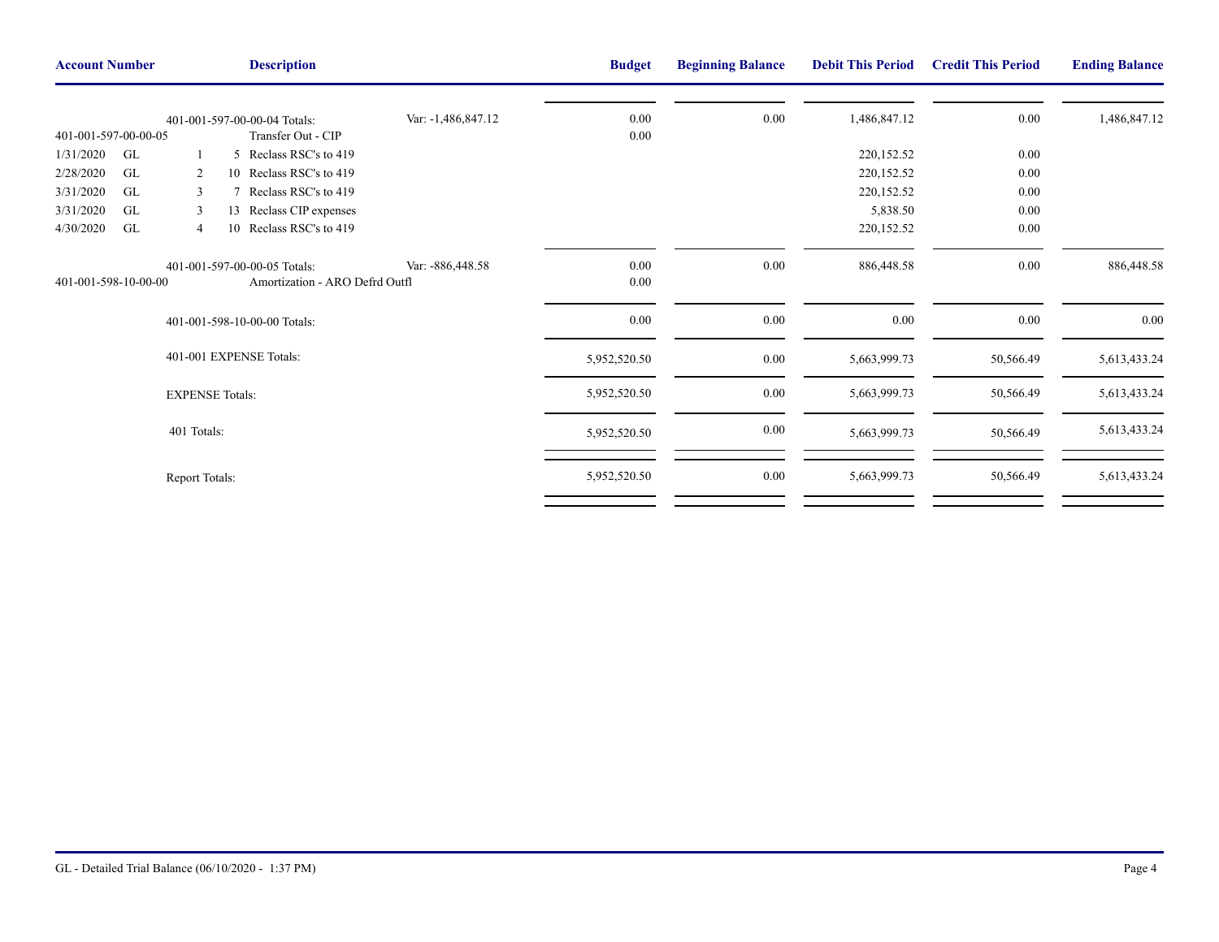| Account Number | | | | Description | | Budget | Beginning Balance | Debit This Period | Credit This Period | Ending Balance |
|---|---|---|---|---|---|---|---|---|---|---|
| | | | | 401-001-597-00-00-04 Totals: | Var: -1,486,847.12 | 0.00 | 0.00 | 1,486,847.12 | 0.00 | 1,486,847.12 |
| 401-001-597-00-00-05 | | | | Transfer Out - CIP | | 0.00 | | | | |
| 1/31/2020 | GL | 1 | 5 | Reclass RSC's to 419 | | | | 220,152.52 | 0.00 | |
| 2/28/2020 | GL | 2 | 10 | Reclass RSC's to 419 | | | | 220,152.52 | 0.00 | |
| 3/31/2020 | GL | 3 | 7 | Reclass RSC's to 419 | | | | 220,152.52 | 0.00 | |
| 3/31/2020 | GL | 3 | 13 | Reclass CIP expenses | | | | 5,838.50 | 0.00 | |
| 4/30/2020 | GL | 4 | 10 | Reclass RSC's to 419 | | | | 220,152.52 | 0.00 | |
| | | | | 401-001-597-00-00-05 Totals: | Var: -886,448.58 | 0.00 | 0.00 | 886,448.58 | 0.00 | 886,448.58 |
| 401-001-598-10-00-00 | | | | Amortization - ARO Defrd Outfl | | 0.00 | | | | |
| | | | | 401-001-598-10-00-00 Totals: | | 0.00 | 0.00 | 0.00 | 0.00 | 0.00 |
| | | | | 401-001 EXPENSE Totals: | | 5,952,520.50 | 0.00 | 5,663,999.73 | 50,566.49 | 5,613,433.24 |
| | | | | EXPENSE Totals: | | 5,952,520.50 | 0.00 | 5,663,999.73 | 50,566.49 | 5,613,433.24 |
| | | | | 401 Totals: | | 5,952,520.50 | 0.00 | 5,663,999.73 | 50,566.49 | 5,613,433.24 |
| | | | | Report Totals: | | 5,952,520.50 | 0.00 | 5,663,999.73 | 50,566.49 | 5,613,433.24 |

GL - Detailed Trial Balance (06/10/2020 - 1:37 PM)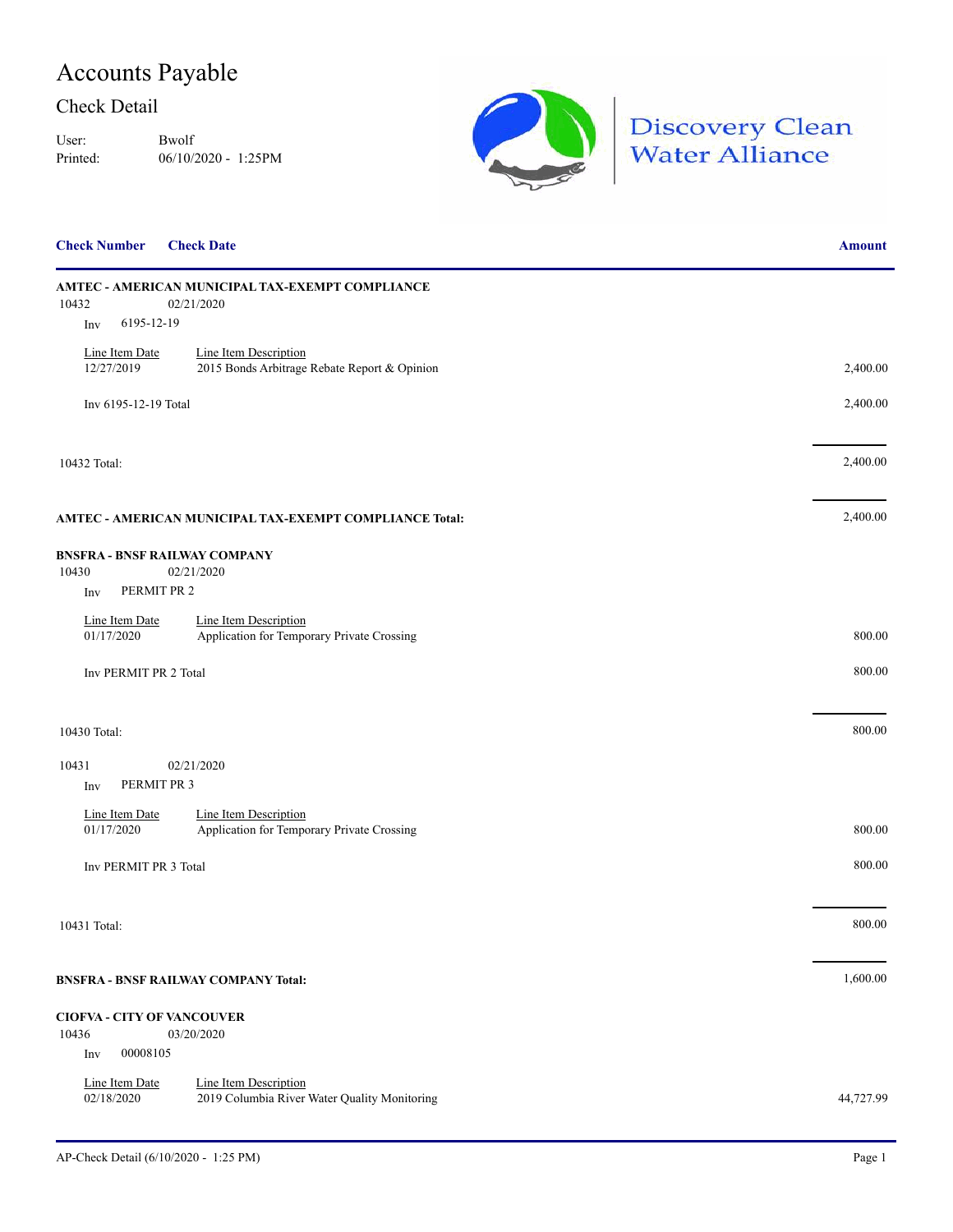# Accounts Payable

## Check Detail

User: Bwolf
Printed: 06/10/2020 - 1:25PM

Discovery Clean Water Alliance

| Check Number | Check Date | | Amount |
|---|---|---|---|
| **AMTEC - AMERICAN MUNICIPAL TAX-EXEMPT COMPLIANCE** | | | |
| 10432 | 02/21/2020 | | |
| Inv 6195-12-19 | | | |
| Line Item Date | Line Item Description | | |
| 12/27/2019 | 2015 Bonds Arbitrage Rebate Report & Opinion | | 2,400.00 |
| Inv 6195-12-19 Total | | | 2,400.00 |
| 10432 Total: | | | 2,400.00 |
| **AMTEC - AMERICAN MUNICIPAL TAX-EXEMPT COMPLIANCE Total:** | | | 2,400.00 |
| **BNSFRA - BNSF RAILWAY COMPANY** | | | |
| 10430 | 02/21/2020 | | |
| Inv PERMIT PR 2 | | | |
| Line Item Date | Line Item Description | | |
| 01/17/2020 | Application for Temporary Private Crossing | | 800.00 |
| Inv PERMIT PR 2 Total | | | 800.00 |
| 10430 Total: | | | 800.00 |
| 10431 | 02/21/2020 | | |
| Inv PERMIT PR 3 | | | |
| Line Item Date | Line Item Description | | |
| 01/17/2020 | Application for Temporary Private Crossing | | 800.00 |
| Inv PERMIT PR 3 Total | | | 800.00 |
| 10431 Total: | | | 800.00 |
| **BNSFRA - BNSF RAILWAY COMPANY Total:** | | | 1,600.00 |
| **CIOFVA - CITY OF VANCOUVER** | | | |
| 10436 | 03/20/2020 | | |
| Inv 00008105 | | | |
| Line Item Date | Line Item Description | | |
| 02/18/2020 | 2019 Columbia River Water Quality Monitoring | | 44,727.99 |

AP-Check Detail (6/10/2020 - 1:25 PM)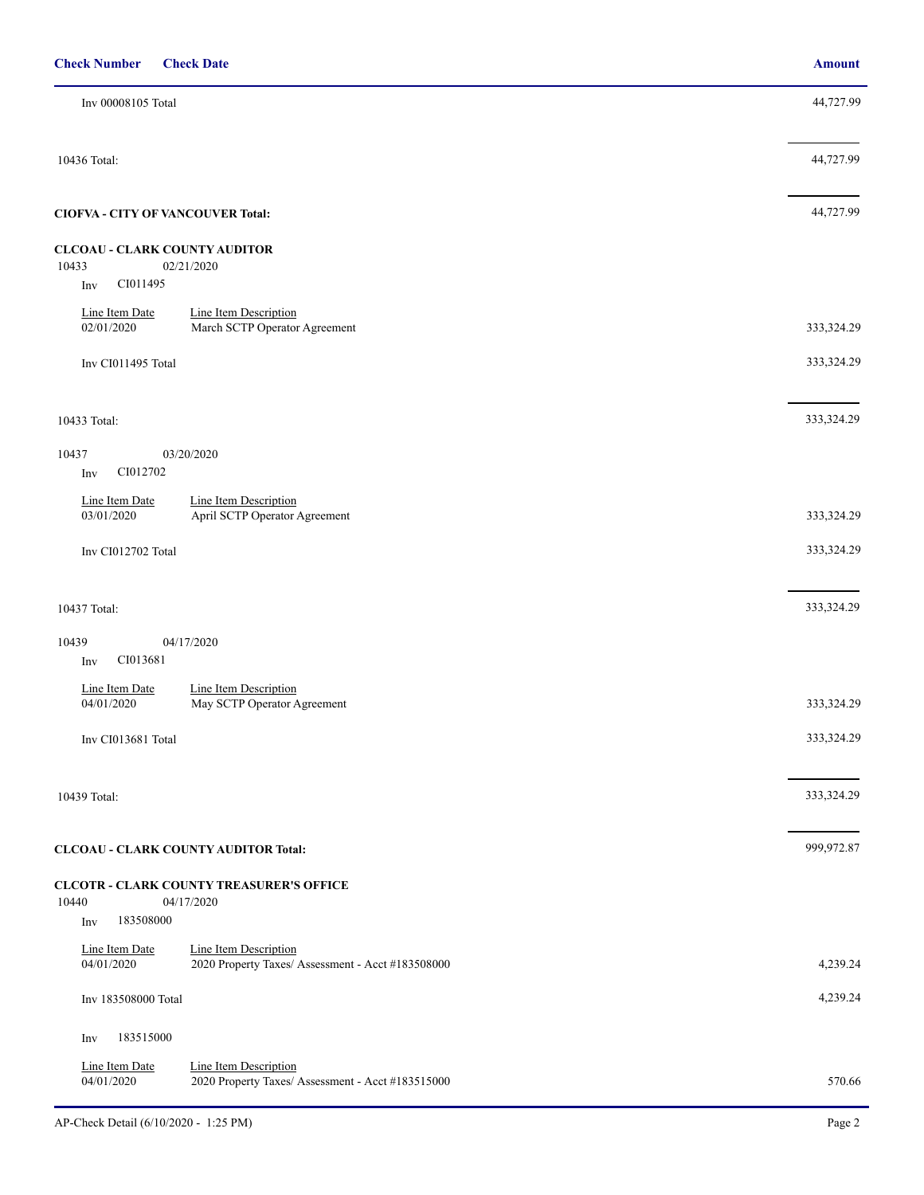| Check Number | Check Date | | Amount |
|---|---|---|---|
| Inv 00008105 Total | | | 44,727.99 |
| 10436 Total: | | | 44,727.99 |
| **CIOFVA - CITY OF VANCOUVER Total:** | | | 44,727.99 |
| **CLCOAU - CLARK COUNTY AUDITOR** | | | |
| 10433 | 02/21/2020 | | |
| Inv CI011495 | | | |
| Line Item Date | Line Item Description | | |
| 02/01/2020 | March SCTP Operator Agreement | | 333,324.29 |
| Inv CI011495 Total | | | 333,324.29 |
| 10433 Total: | | | 333,324.29 |
| 10437 | 03/20/2020 | | |
| Inv CI012702 | | | |
| Line Item Date | Line Item Description | | |
| 03/01/2020 | April SCTP Operator Agreement | | 333,324.29 |
| Inv CI012702 Total | | | 333,324.29 |
| 10437 Total: | | | 333,324.29 |
| 10439 | 04/17/2020 | | |
| Inv CI013681 | | | |
| Line Item Date | Line Item Description | | |
| 04/01/2020 | May SCTP Operator Agreement | | 333,324.29 |
| Inv CI013681 Total | | | 333,324.29 |
| 10439 Total: | | | 333,324.29 |
| **CLCOAU - CLARK COUNTY AUDITOR Total:** | | | 999,972.87 |
| **CLCOTR - CLARK COUNTY TREASURER'S OFFICE** | | | |
| 10440 | 04/17/2020 | | |
| Inv 183508000 | | | |
| Line Item Date | Line Item Description | | |
| 04/01/2020 | 2020 Property Taxes/ Assessment - Acct #183508000 | | 4,239.24 |
| Inv 183508000 Total | | | 4,239.24 |
| Inv 183515000 | | | |
| Line Item Date | Line Item Description | | |
| 04/01/2020 | 2020 Property Taxes/ Assessment - Acct #183515000 | | 570.66 |

AP-Check Detail (6/10/2020 - 1:25 PM)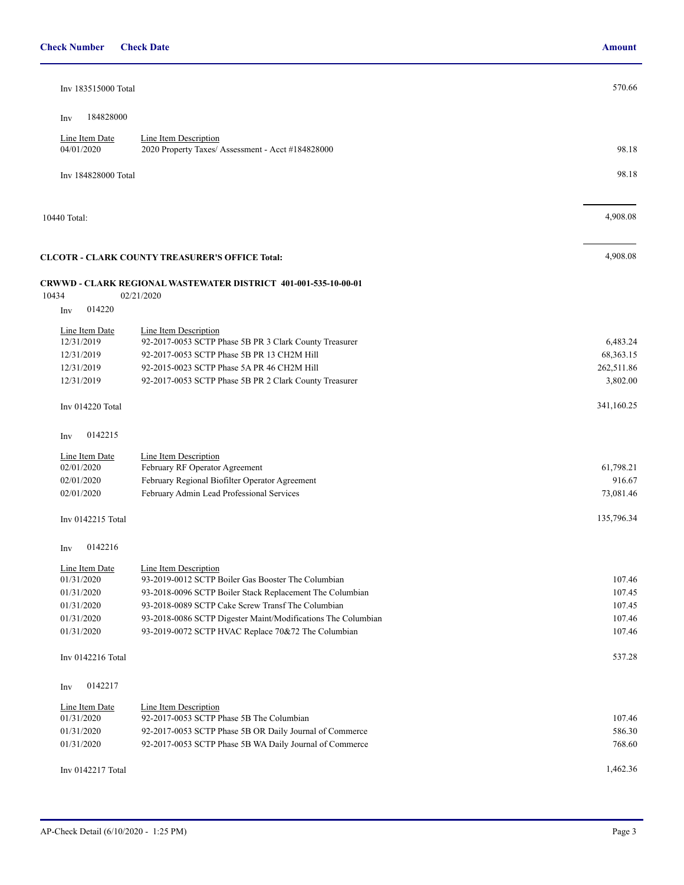| Check Number | Check Date | | Amount |
|---|---|---|---|
| Inv 183515000 Total | | | 570.66 |
| Inv 184828000 | | | |
| | Line Item Date | Line Item Description | |
| | 04/01/2020 | 2020 Property Taxes/ Assessment - Acct #184828000 | 98.18 |
| Inv 184828000 Total | | | 98.18 |
| 10440 Total: | | | 4,908.08 |

**CLCOTR - CLARK COUNTY TREASURER'S OFFICE Total:** 4,908.08

**CRWWD - CLARK REGIONAL WASTEWATER DISTRICT 401-001-535-10-00-01**

| Check Number | Check Date | | Amount |
|---|---|---|---|
| 10434 | 02/21/2020 | | |
| Inv 014220 | | | |
| | Line Item Date | Line Item Description | |
| | 12/31/2019 | 92-2017-0053 SCTP Phase 5B PR 3 Clark County Treasurer | 6,483.24 |
| | 12/31/2019 | 92-2017-0053 SCTP Phase 5B PR 13 CH2M Hill | 68,363.15 |
| | 12/31/2019 | 92-2015-0023 SCTP Phase 5A PR 46 CH2M Hill | 262,511.86 |
| | 12/31/2019 | 92-2017-0053 SCTP Phase 5B PR 2 Clark County Treasurer | 3,802.00 |
| Inv 014220 Total | | | 341,160.25 |
| Inv 0142215 | | | |
| | Line Item Date | Line Item Description | |
| | 02/01/2020 | February RF Operator Agreement | 61,798.21 |
| | 02/01/2020 | February Regional Biofilter Operator Agreement | 916.67 |
| | 02/01/2020 | February Admin Lead Professional Services | 73,081.46 |
| Inv 0142215 Total | | | 135,796.34 |
| Inv 0142216 | | | |
| | Line Item Date | Line Item Description | |
| | 01/31/2020 | 93-2019-0012 SCTP Boiler Gas Booster The Columbian | 107.46 |
| | 01/31/2020 | 93-2018-0096 SCTP Boiler Stack Replacement The Columbian | 107.45 |
| | 01/31/2020 | 93-2018-0089 SCTP Cake Screw Transf The Columbian | 107.45 |
| | 01/31/2020 | 93-2018-0086 SCTP Digester Maint/Modifications The Columbian | 107.46 |
| | 01/31/2020 | 93-2019-0072 SCTP HVAC Replace 70&72 The Columbian | 107.46 |
| Inv 0142216 Total | | | 537.28 |
| Inv 0142217 | | | |
| | Line Item Date | Line Item Description | |
| | 01/31/2020 | 92-2017-0053 SCTP Phase 5B The Columbian | 107.46 |
| | 01/31/2020 | 92-2017-0053 SCTP Phase 5B OR Daily Journal of Commerce | 586.30 |
| | 01/31/2020 | 92-2017-0053 SCTP Phase 5B WA Daily Journal of Commerce | 768.60 |
| Inv 0142217 Total | | | 1,462.36 |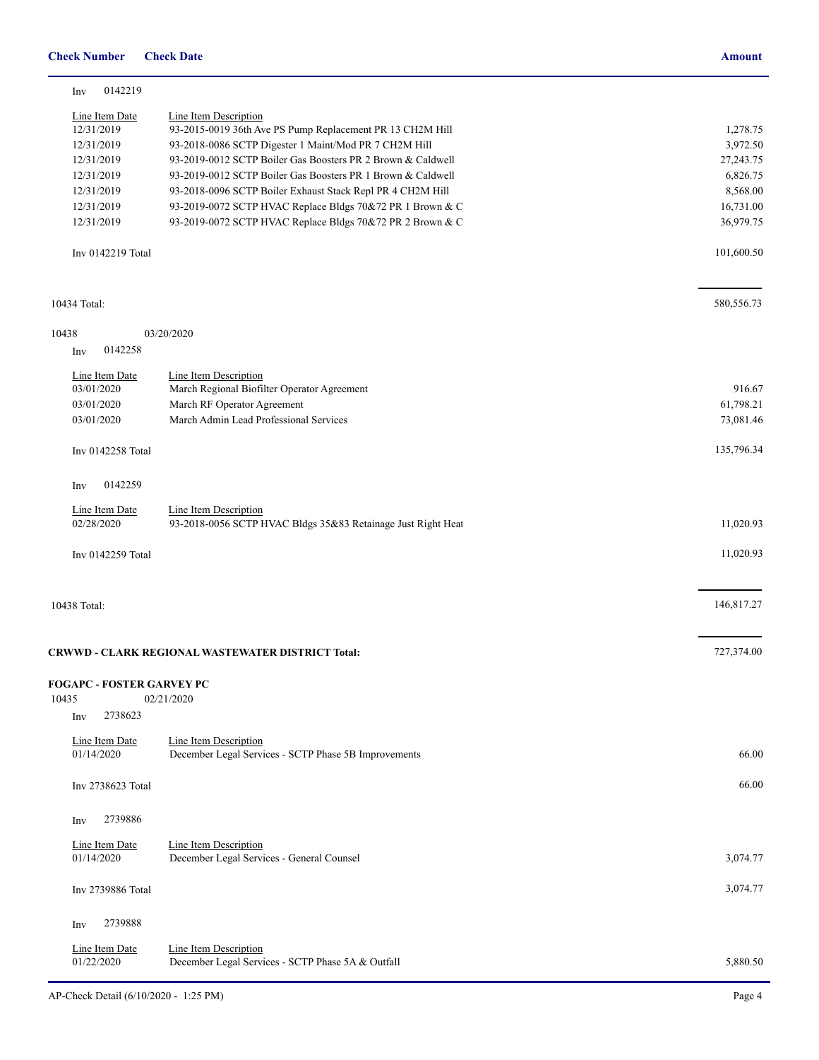| Check Number | Check Date | | Amount |
| --- | --- | --- | --- |
| Inv 0142219 | | | |
| Line Item Date | Line Item Description | | |
| 12/31/2019 | 93-2015-0019 36th Ave PS Pump Replacement PR 13 CH2M Hill | | 1,278.75 |
| 12/31/2019 | 93-2018-0086 SCTP Digester 1 Maint/Mod PR 7 CH2M Hill | | 3,972.50 |
| 12/31/2019 | 93-2019-0012 SCTP Boiler Gas Boosters PR 2 Brown & Caldwell | | 27,243.75 |
| 12/31/2019 | 93-2019-0012 SCTP Boiler Gas Boosters PR 1 Brown & Caldwell | | 6,826.75 |
| 12/31/2019 | 93-2018-0096 SCTP Boiler Exhaust Stack Repl PR 4 CH2M Hill | | 8,568.00 |
| 12/31/2019 | 93-2019-0072 SCTP HVAC Replace Bldgs 70&72 PR 1 Brown & C | | 16,731.00 |
| 12/31/2019 | 93-2019-0072 SCTP HVAC Replace Bldgs 70&72 PR 2 Brown & C | | 36,979.75 |
| Inv 0142219 Total | | | 101,600.50 |
| 10434 Total: | | | 580,556.73 |
| 10438 | 03/20/2020 | | |
| Inv 0142258 | | | |
| Line Item Date | Line Item Description | | |
| 03/01/2020 | March Regional Biofilter Operator Agreement | | 916.67 |
| 03/01/2020 | March RF Operator Agreement | | 61,798.21 |
| 03/01/2020 | March Admin Lead Professional Services | | 73,081.46 |
| Inv 0142258 Total | | | 135,796.34 |
| Inv 0142259 | | | |
| Line Item Date | Line Item Description | | |
| 02/28/2020 | 93-2018-0056 SCTP HVAC Bldgs 35&83 Retainage Just Right Heat | | 11,020.93 |
| Inv 0142259 Total | | | 11,020.93 |
| 10438 Total: | | | 146,817.27 |
| **CRWWD - CLARK REGIONAL WASTEWATER DISTRICT Total:** | | | 727,374.00 |

**FOGAPC - FOSTER GARVEY PC**

| Check Number | Check Date | | Amount |
| --- | --- | --- | --- |
| 10435 | 02/21/2020 | | |
| Inv 2738623 | | | |
| Line Item Date | Line Item Description | | |
| 01/14/2020 | December Legal Services - SCTP Phase 5B Improvements | | 66.00 |
| Inv 2738623 Total | | | 66.00 |
| Inv 2739886 | | | |
| Line Item Date | Line Item Description | | |
| 01/14/2020 | December Legal Services - General Counsel | | 3,074.77 |
| Inv 2739886 Total | | | 3,074.77 |
| Inv 2739888 | | | |
| Line Item Date | Line Item Description | | |
| 01/22/2020 | December Legal Services - SCTP Phase 5A & Outfall | | 5,880.50 |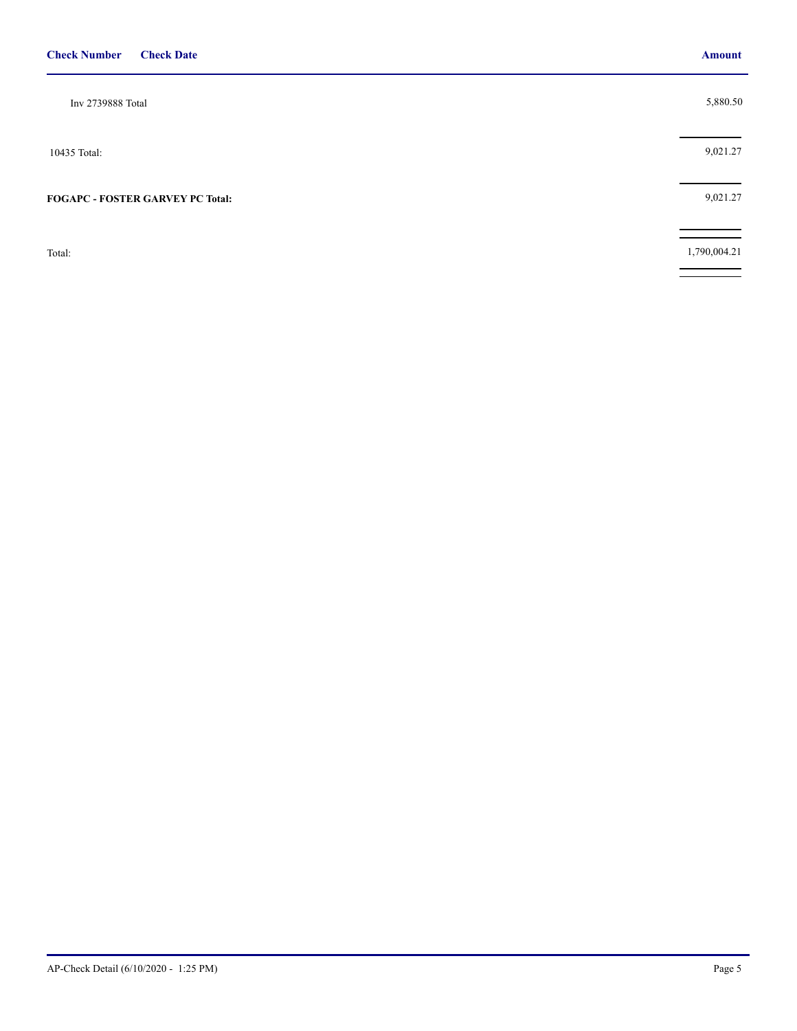| Check Number | Check Date | Amount |
|---|---|---|
| Inv 2739888 Total | | 5,880.50 |
| 10435 Total: | | 9,021.27 |
| **FOGAPC - FOSTER GARVEY PC Total:** | | 9,021.27 |
| Total: | | 1,790,004.21 |